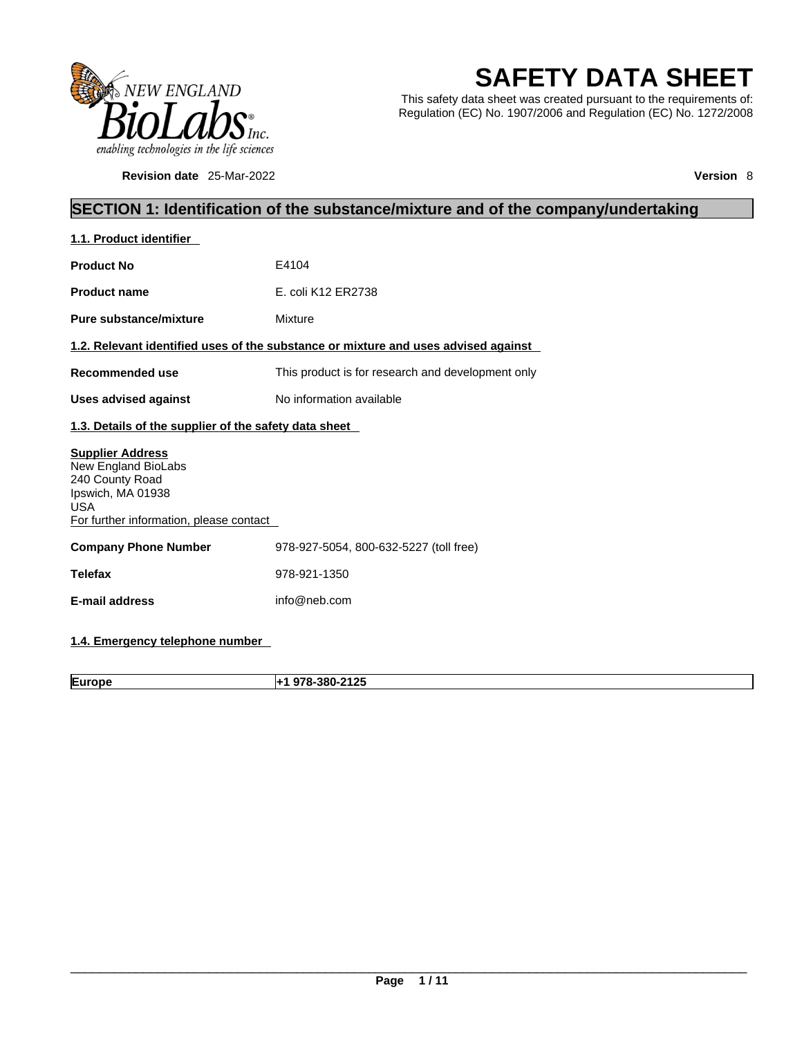# SAFETY DATA SHEET

This safety data sheet was created pursuant to the requirements of: Regulation (EC) No. 1907/2006 and Regulation (EC) No. 1272/2008

**Revision date** 25-Mar-2022 **Version** 8

## SECTION 1: Identification of the substance/mixture and of the company/undertaking

### 1.1. Product identifier

**Product No** E4104

**Product name** E. coli K12 ER2738

**Pure substance/mixture** Mixture

### 1.2. Relevant identified uses of the substance or mixture and uses advised against

**Recommended use** This product is for research and development only

**Uses advised against** No information available

### 1.3. Details of the supplier of the safety data sheet

**Supplier Address**
New England BioLabs
240 County Road
Ipswich, MA 01938
USA
For further information, please contact

**Company Phone Number** 978-927-5054, 800-632-5227 (toll free)

**Telefax** 978-921-1350

**E-mail address** info@neb.com

### 1.4. Emergency telephone number

| Europe | +1 978-380-2125 |
|---|---|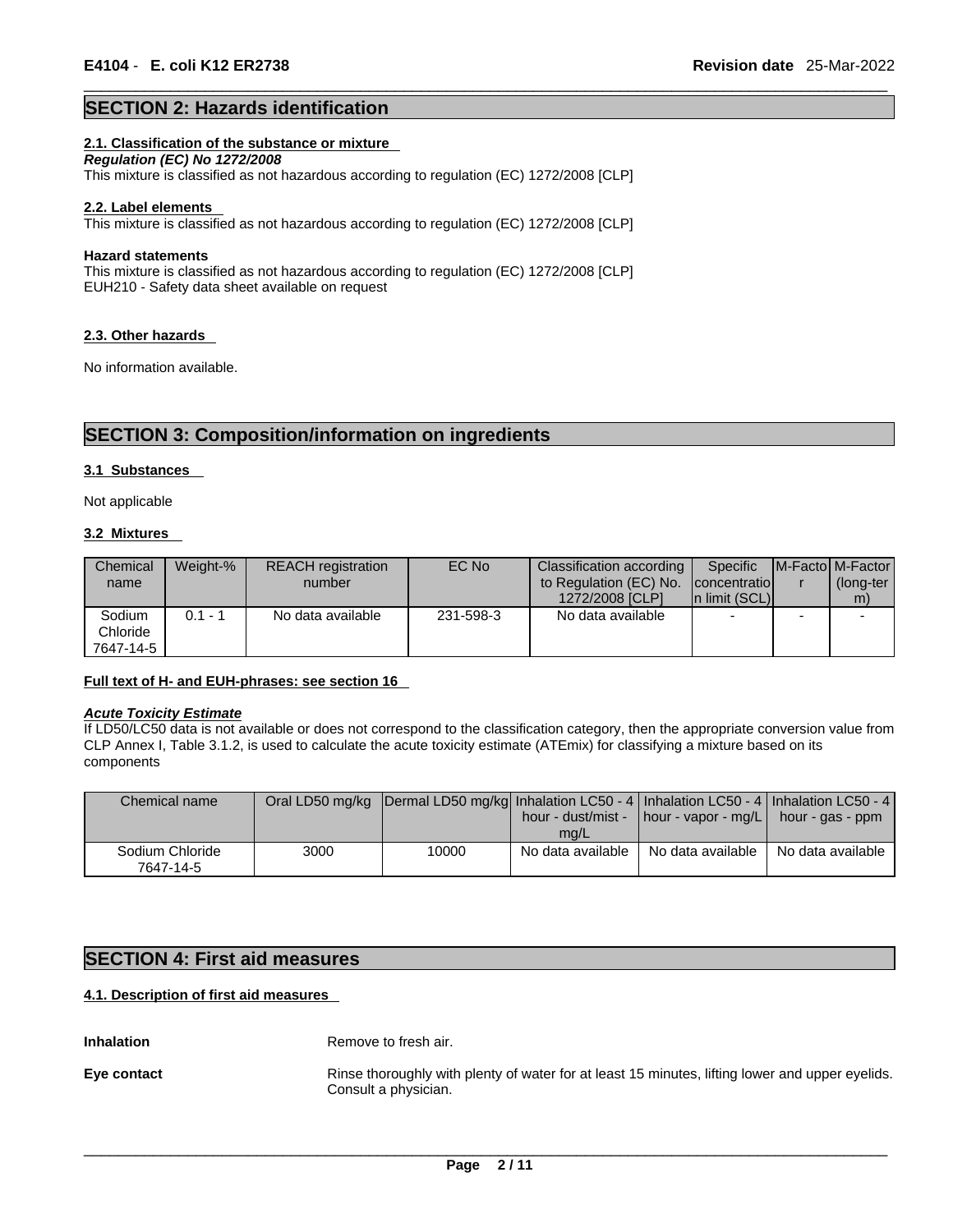## SECTION 2: Hazards identification

### 2.1. Classification of the substance or mixture

***Regulation (EC) No 1272/2008***

This mixture is classified as not hazardous according to regulation (EC) 1272/2008 [CLP]

### 2.2. Label elements

This mixture is classified as not hazardous according to regulation (EC) 1272/2008 [CLP]

**Hazard statements**

This mixture is classified as not hazardous according to regulation (EC) 1272/2008 [CLP]
EUH210 - Safety data sheet available on request

### 2.3. Other hazards

No information available.

## SECTION 3: Composition/information on ingredients

### 3.1 Substances

Not applicable

### 3.2 Mixtures

| Chemical name | Weight-% | REACH registration number | EC No | Classification according to Regulation (EC) No. 1272/2008 [CLP] | Specific concentration limit (SCL) | M-Factor | M-Factor (long-term) |
|---|---|---|---|---|---|---|---|
| Sodium Chloride 7647-14-5 | 0.1 - 1 | No data available | 231-598-3 | No data available | - | - | - |

**Full text of H- and EUH-phrases: see section 16**

***Acute Toxicity Estimate***

If LD50/LC50 data is not available or does not correspond to the classification category, then the appropriate conversion value from CLP Annex I, Table 3.1.2, is used to calculate the acute toxicity estimate (ATEmix) for classifying a mixture based on its components

| Chemical name | Oral LD50 mg/kg | Dermal LD50 mg/kg | Inhalation LC50 - 4 hour - dust/mist - mg/L | Inhalation LC50 - 4 hour - vapor - mg/L | Inhalation LC50 - 4 hour - gas - ppm |
|---|---|---|---|---|---|
| Sodium Chloride 7647-14-5 | 3000 | 10000 | No data available | No data available | No data available |

## SECTION 4: First aid measures

### 4.1. Description of first aid measures

**Inhalation** Remove to fresh air.

**Eye contact** Rinse thoroughly with plenty of water for at least 15 minutes, lifting lower and upper eyelids. Consult a physician.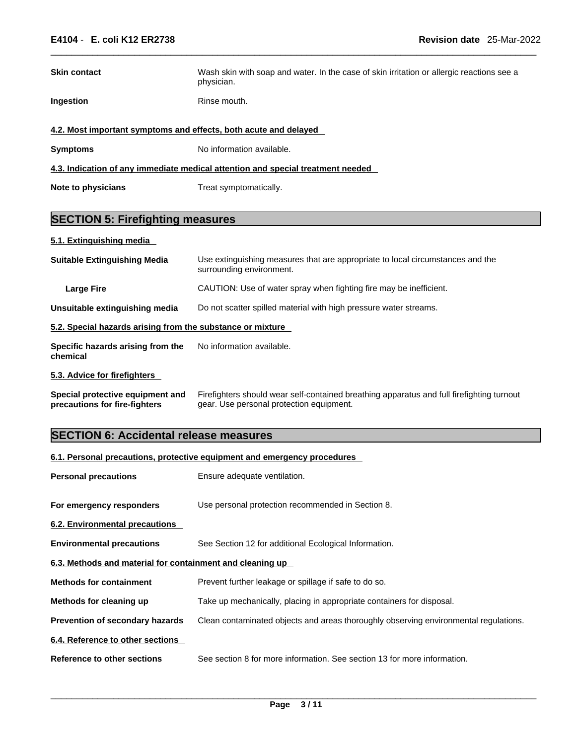**Skin contact** Wash skin with soap and water. In the case of skin irritation or allergic reactions see a physician.

**Ingestion** Rinse mouth.

### 4.2. Most important symptoms and effects, both acute and delayed

**Symptoms** No information available.

### 4.3. Indication of any immediate medical attention and special treatment needed

**Note to physicians** Treat symptomatically.

## SECTION 5: Firefighting measures

### 5.1. Extinguishing media

**Suitable Extinguishing Media** Use extinguishing measures that are appropriate to local circumstances and the surrounding environment.

**Large Fire** CAUTION: Use of water spray when fighting fire may be inefficient.

**Unsuitable extinguishing media** Do not scatter spilled material with high pressure water streams.

### 5.2. Special hazards arising from the substance or mixture

**Specific hazards arising from the chemical** No information available.

### 5.3. Advice for firefighters

**Special protective equipment and precautions for fire-fighters** Firefighters should wear self-contained breathing apparatus and full firefighting turnout gear. Use personal protection equipment.

## SECTION 6: Accidental release measures

### 6.1. Personal precautions, protective equipment and emergency procedures

**Personal precautions** Ensure adequate ventilation.

**For emergency responders** Use personal protection recommended in Section 8.

### 6.2. Environmental precautions

**Environmental precautions** See Section 12 for additional Ecological Information.

### 6.3. Methods and material for containment and cleaning up

**Methods for containment** Prevent further leakage or spillage if safe to do so.

**Methods for cleaning up** Take up mechanically, placing in appropriate containers for disposal.

**Prevention of secondary hazards** Clean contaminated objects and areas thoroughly observing environmental regulations.

### 6.4. Reference to other sections

**Reference to other sections** See section 8 for more information. See section 13 for more information.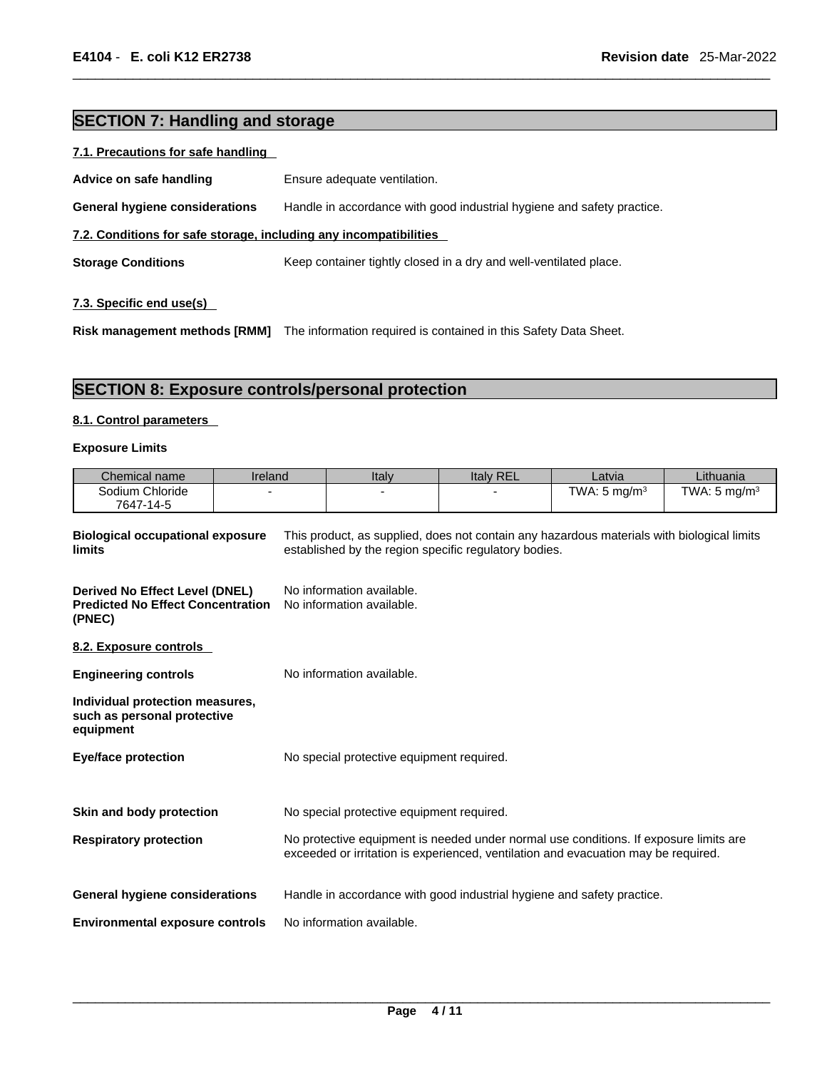## SECTION 7: Handling and storage

### 7.1. Precautions for safe handling

**Advice on safe handling** Ensure adequate ventilation.

**General hygiene considerations** Handle in accordance with good industrial hygiene and safety practice.

### 7.2. Conditions for safe storage, including any incompatibilities

**Storage Conditions** Keep container tightly closed in a dry and well-ventilated place.

### 7.3. Specific end use(s)

**Risk management methods [RMM]** The information required is contained in this Safety Data Sheet.

## SECTION 8: Exposure controls/personal protection

### 8.1. Control parameters

**Exposure Limits**

| Chemical name | Ireland | Italy | Italy REL | Latvia | Lithuania |
|---|---|---|---|---|---|
| Sodium Chloride 7647-14-5 | - | - | - | TWA: 5 mg/m³ | TWA: 5 mg/m³ |

**Biological occupational exposure limits** This product, as supplied, does not contain any hazardous materials with biological limits established by the region specific regulatory bodies.

**Derived No Effect Level (DNEL)** No information available.
**Predicted No Effect Concentration (PNEC)** No information available.

### 8.2. Exposure controls

**Engineering controls** No information available.

**Individual protection measures, such as personal protective equipment**

**Eye/face protection** No special protective equipment required.

**Skin and body protection** No special protective equipment required.

**Respiratory protection** No protective equipment is needed under normal use conditions. If exposure limits are exceeded or irritation is experienced, ventilation and evacuation may be required.

**General hygiene considerations** Handle in accordance with good industrial hygiene and safety practice.

**Environmental exposure controls** No information available.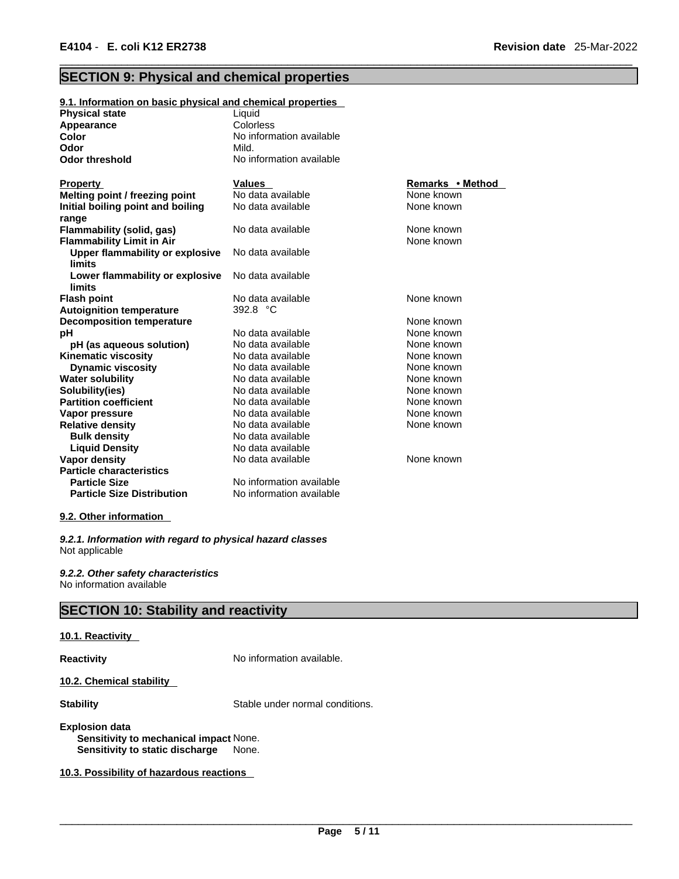## SECTION 9: Physical and chemical properties

### 9.1. Information on basic physical and chemical properties

| | |
|---|---|
| **Physical state** | Liquid |
| **Appearance** | Colorless |
| **Color** | No information available |
| **Odor** | Mild. |
| **Odor threshold** | No information available |

| **Property** | **Values** | **Remarks • Method** |
|---|---|---|
| **Melting point / freezing point** | No data available | None known |
| **Initial boiling point and boiling range** | No data available | None known |
| **Flammability (solid, gas)** | No data available | None known |
| **Flammability Limit in Air** | | None known |
| **Upper flammability or explosive limits** | No data available | |
| **Lower flammability or explosive limits** | No data available | |
| **Flash point** | No data available | None known |
| **Autoignition temperature** | 392.8 °C | |
| **Decomposition temperature** | | None known |
| **pH** | No data available | None known |
| **pH (as aqueous solution)** | No data available | None known |
| **Kinematic viscosity** | No data available | None known |
| **Dynamic viscosity** | No data available | None known |
| **Water solubility** | No data available | None known |
| **Solubility(ies)** | No data available | None known |
| **Partition coefficient** | No data available | None known |
| **Vapor pressure** | No data available | None known |
| **Relative density** | No data available | None known |
| **Bulk density** | No data available | |
| **Liquid Density** | No data available | |
| **Vapor density** | No data available | None known |
| **Particle characteristics** | | |
| **Particle Size** | No information available | |
| **Particle Size Distribution** | No information available | |

### 9.2. Other information

***9.2.1. Information with regard to physical hazard classes***
Not applicable

***9.2.2. Other safety characteristics***
No information available

## SECTION 10: Stability and reactivity

### 10.1. Reactivity

**Reactivity** No information available.

### 10.2. Chemical stability

**Stability** Stable under normal conditions.

**Explosion data**
**Sensitivity to mechanical impact** None.
**Sensitivity to static discharge** None.

### 10.3. Possibility of hazardous reactions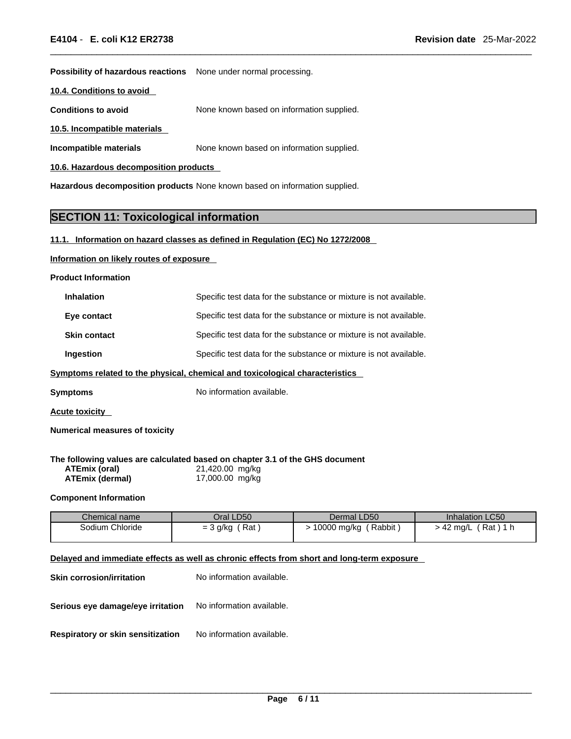**Possibility of hazardous reactions** None under normal processing.

### 10.4. Conditions to avoid

**Conditions to avoid** None known based on information supplied.

### 10.5. Incompatible materials

**Incompatible materials** None known based on information supplied.

### 10.6. Hazardous decomposition products

**Hazardous decomposition products** None known based on information supplied.

## SECTION 11: Toxicological information

### 11.1. Information on hazard classes as defined in Regulation (EC) No 1272/2008

**Information on likely routes of exposure**

**Product Information**

**Inhalation** Specific test data for the substance or mixture is not available.

**Eye contact** Specific test data for the substance or mixture is not available.

**Skin contact** Specific test data for the substance or mixture is not available.

**Ingestion** Specific test data for the substance or mixture is not available.

**Symptoms related to the physical, chemical and toxicological characteristics**

**Symptoms** No information available.

**Acute toxicity**

**Numerical measures of toxicity**

**The following values are calculated based on chapter 3.1 of the GHS document**

**ATEmix (oral)** 21,420.00 mg/kg
**ATEmix (dermal)** 17,000.00 mg/kg

**Component Information**

| Chemical name | Oral LD50 | Dermal LD50 | Inhalation LC50 |
|---|---|---|---|
| Sodium Chloride | = 3 g/kg ( Rat ) | > 10000 mg/kg ( Rabbit ) | > 42 mg/L ( Rat ) 1 h |

**Delayed and immediate effects as well as chronic effects from short and long-term exposure**

**Skin corrosion/irritation** No information available.

**Serious eye damage/eye irritation** No information available.

**Respiratory or skin sensitization** No information available.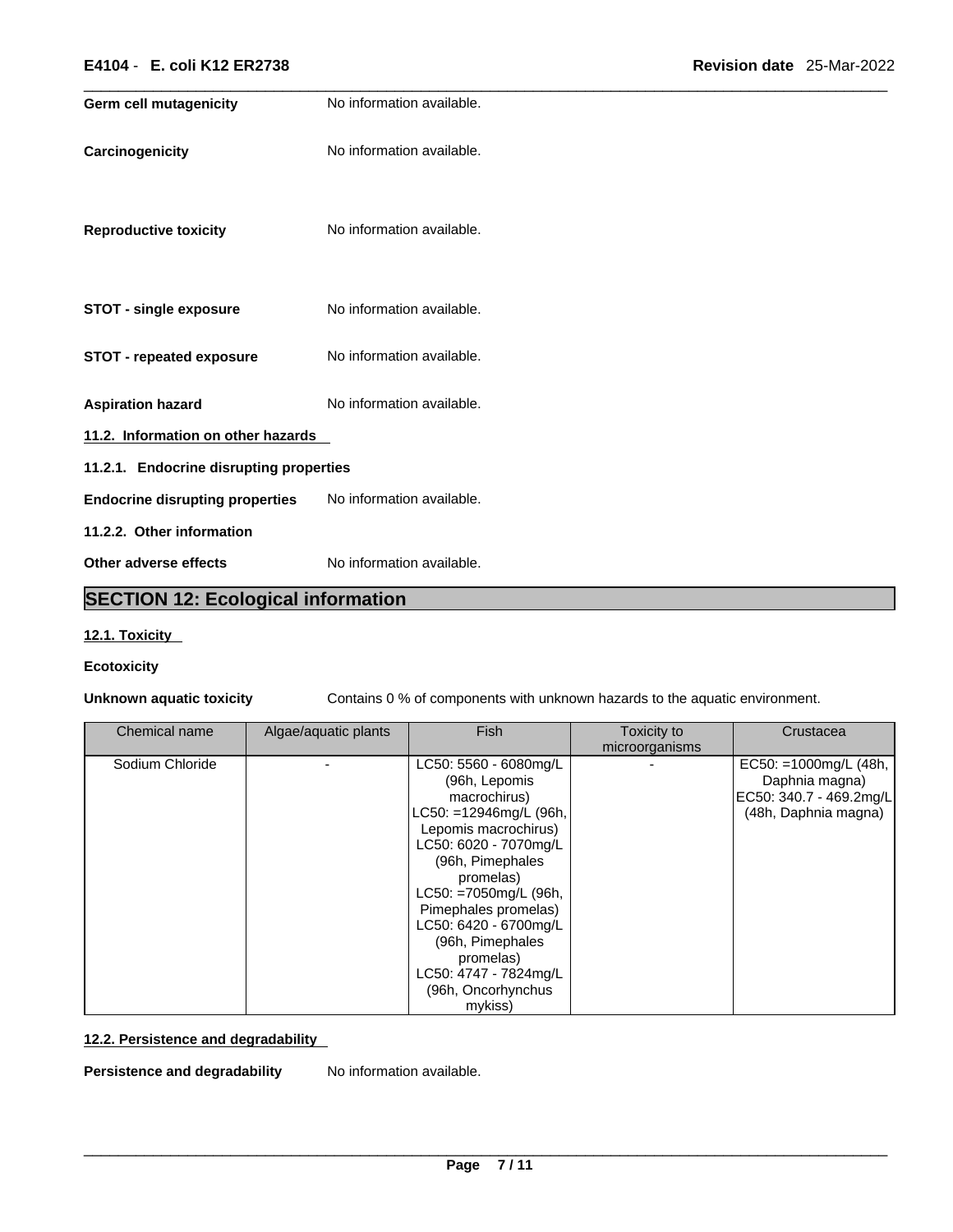**Germ cell mutagenicity** No information available.

**Carcinogenicity** No information available.

**Reproductive toxicity** No information available.

**STOT - single exposure** No information available.

**STOT - repeated exposure** No information available.

**Aspiration hazard** No information available.

### 11.2. Information on other hazards

#### 11.2.1. Endocrine disrupting properties

**Endocrine disrupting properties** No information available.

#### 11.2.2. Other information

**Other adverse effects** No information available.

## SECTION 12: Ecological information

### 12.1. Toxicity

**Ecotoxicity**

**Unknown aquatic toxicity** Contains 0 % of components with unknown hazards to the aquatic environment.

| Chemical name | Algae/aquatic plants | Fish | Toxicity to microorganisms | Crustacea |
|---|---|---|---|---|
| Sodium Chloride | - | LC50: 5560 - 6080mg/L (96h, Lepomis macrochirus) LC50: =12946mg/L (96h, Lepomis macrochirus) LC50: 6020 - 7070mg/L (96h, Pimephales promelas) LC50: =7050mg/L (96h, Pimephales promelas) LC50: 6420 - 6700mg/L (96h, Pimephales promelas) LC50: 4747 - 7824mg/L (96h, Oncorhynchus mykiss) | - | EC50: =1000mg/L (48h, Daphnia magna) EC50: 340.7 - 469.2mg/L (48h, Daphnia magna) |

### 12.2. Persistence and degradability

**Persistence and degradability** No information available.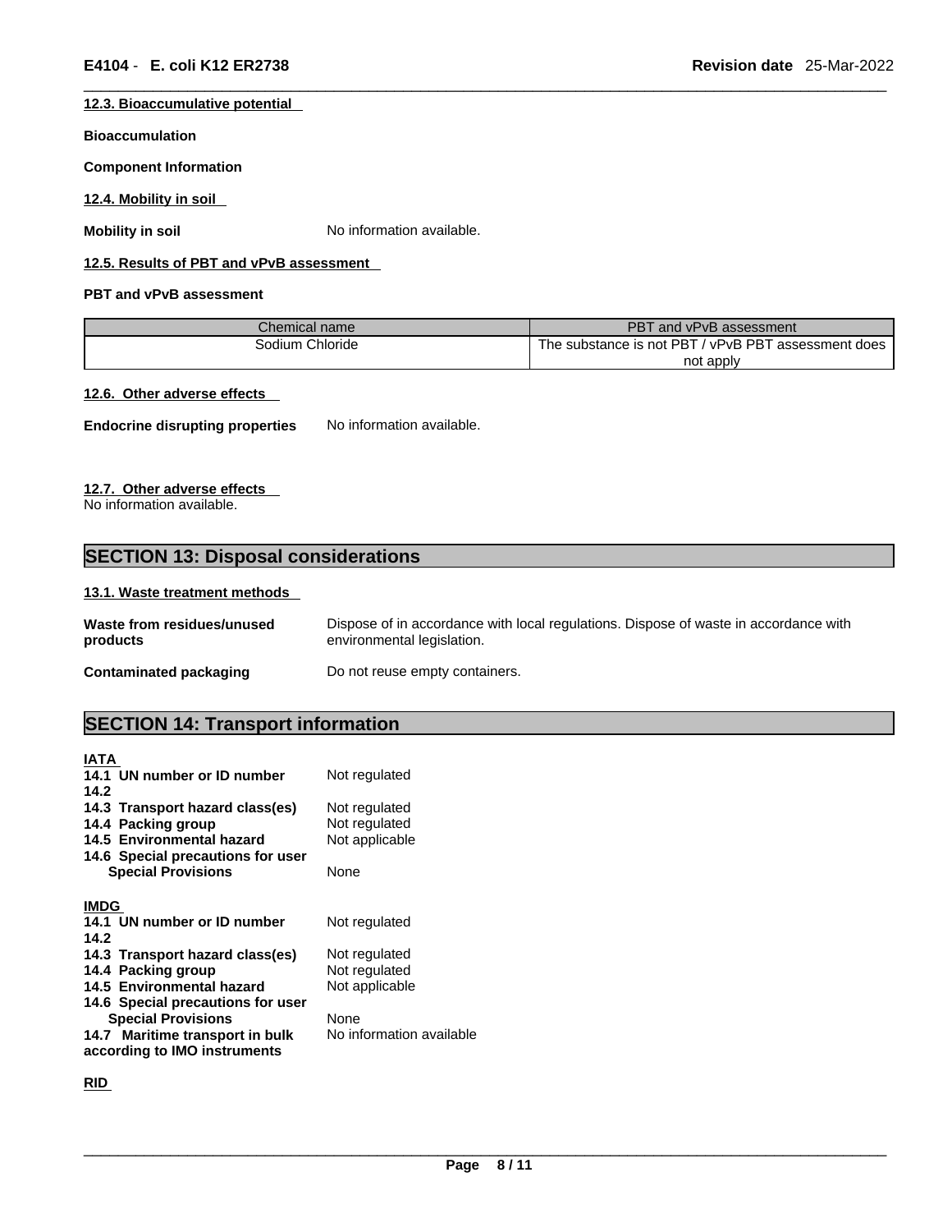#### 12.3. Bioaccumulative potential

**Bioaccumulation**

**Component Information**

#### 12.4. Mobility in soil

**Mobility in soil** No information available.

#### 12.5. Results of PBT and vPvB assessment

**PBT and vPvB assessment**

| Chemical name | PBT and vPvB assessment |
| --- | --- |
| Sodium Chloride | The substance is not PBT / vPvB PBT assessment does not apply |

#### 12.6. Other adverse effects

**Endocrine disrupting properties** No information available.

#### 12.7. Other adverse effects

No information available.

## SECTION 13: Disposal considerations

#### 13.1. Waste treatment methods

**Waste from residues/unused products** Dispose of in accordance with local regulations. Dispose of waste in accordance with environmental legislation.

**Contaminated packaging** Do not reuse empty containers.

## SECTION 14: Transport information

**IATA**

**14.1 UN number or ID number** Not regulated
**14.2**
**14.3 Transport hazard class(es)** Not regulated
**14.4 Packing group** Not regulated
**14.5 Environmental hazard** Not applicable
**14.6 Special precautions for user**
**Special Provisions** None

**IMDG**

**14.1 UN number or ID number** Not regulated
**14.2**
**14.3 Transport hazard class(es)** Not regulated
**14.4 Packing group** Not regulated
**14.5 Environmental hazard** Not applicable
**14.6 Special precautions for user**
**Special Provisions** None
**14.7 Maritime transport in bulk according to IMO instruments** No information available

**RID**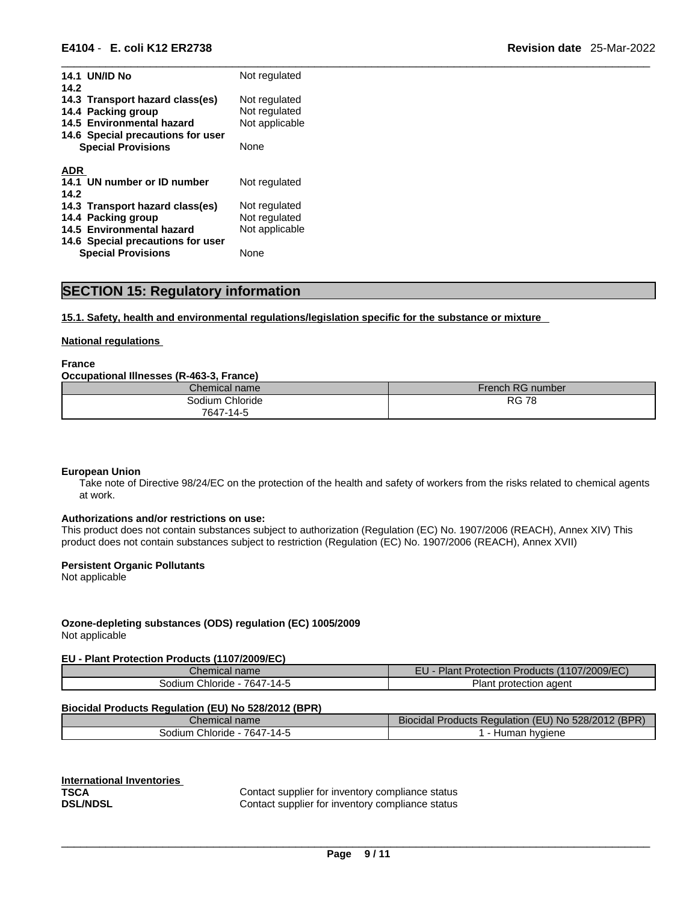| | |
|---|---|
| **14.1 UN/ID No** | Not regulated |
| **14.2** | |
| **14.3 Transport hazard class(es)** | Not regulated |
| **14.4 Packing group** | Not regulated |
| **14.5 Environmental hazard** | Not applicable |
| **14.6 Special precautions for user** | |
| **Special Provisions** | None |

**ADR**

| | |
|---|---|
| **14.1 UN number or ID number** | Not regulated |
| **14.2** | |
| **14.3 Transport hazard class(es)** | Not regulated |
| **14.4 Packing group** | Not regulated |
| **14.5 Environmental hazard** | Not applicable |
| **14.6 Special precautions for user** | |
| **Special Provisions** | None |

## SECTION 15: Regulatory information

**15.1. Safety, health and environmental regulations/legislation specific for the substance or mixture**

**National regulations**

**France**

**Occupational Illnesses (R-463-3, France)**

| Chemical name | French RG number |
|---|---|
| Sodium Chloride 7647-14-5 | RG 78 |

**European Union**

Take note of Directive 98/24/EC on the protection of the health and safety of workers from the risks related to chemical agents at work.

**Authorizations and/or restrictions on use:**

This product does not contain substances subject to authorization (Regulation (EC) No. 1907/2006 (REACH), Annex XIV) This product does not contain substances subject to restriction (Regulation (EC) No. 1907/2006 (REACH), Annex XVII)

**Persistent Organic Pollutants**

Not applicable

**Ozone-depleting substances (ODS) regulation (EC) 1005/2009**

Not applicable

**EU - Plant Protection Products (1107/2009/EC)**

| Chemical name | EU - Plant Protection Products (1107/2009/EC) |
|---|---|
| Sodium Chloride - 7647-14-5 | Plant protection agent |

**Biocidal Products Regulation (EU) No 528/2012 (BPR)**

| Chemical name | Biocidal Products Regulation (EU) No 528/2012 (BPR) |
|---|---|
| Sodium Chloride - 7647-14-5 | 1 - Human hygiene |

**International Inventories**

| | |
|---|---|
| **TSCA** | Contact supplier for inventory compliance status |
| **DSL/NDSL** | Contact supplier for inventory compliance status |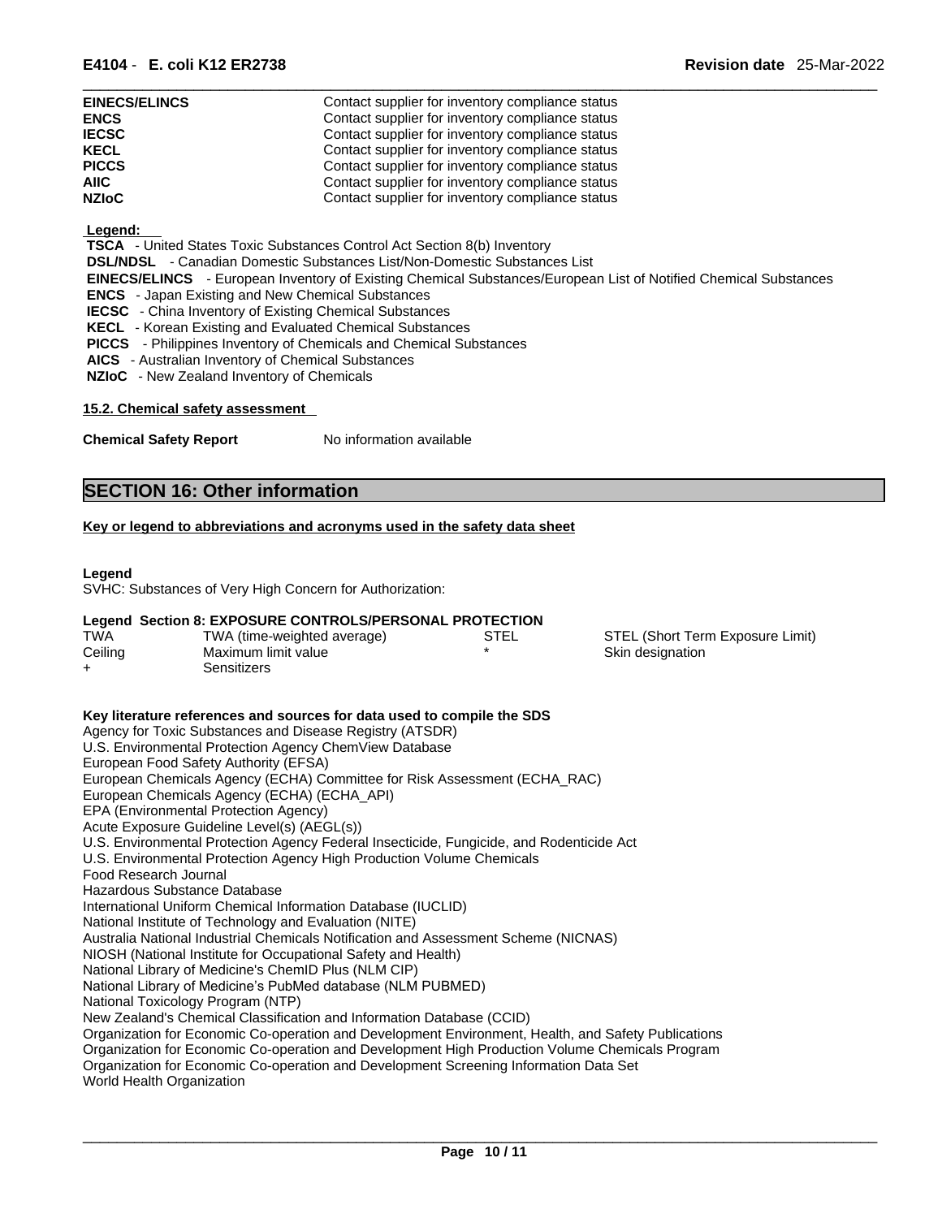| | |
|---|---|
| **EINECS/ELINCS** | Contact supplier for inventory compliance status |
| **ENCS** | Contact supplier for inventory compliance status |
| **IECSC** | Contact supplier for inventory compliance status |
| **KECL** | Contact supplier for inventory compliance status |
| **PICCS** | Contact supplier for inventory compliance status |
| **AIIC** | Contact supplier for inventory compliance status |
| **NZIoC** | Contact supplier for inventory compliance status |

**Legend:**

**TSCA** - United States Toxic Substances Control Act Section 8(b) Inventory
**DSL/NDSL** - Canadian Domestic Substances List/Non-Domestic Substances List
**EINECS/ELINCS** - European Inventory of Existing Chemical Substances/European List of Notified Chemical Substances
**ENCS** - Japan Existing and New Chemical Substances
**IECSC** - China Inventory of Existing Chemical Substances
**KECL** - Korean Existing and Evaluated Chemical Substances
**PICCS** - Philippines Inventory of Chemicals and Chemical Substances
**AICS** - Australian Inventory of Chemical Substances
**NZIoC** - New Zealand Inventory of Chemicals

### 15.2. Chemical safety assessment

**Chemical Safety Report** No information available

## SECTION 16: Other information

### Key or legend to abbreviations and acronyms used in the safety data sheet

**Legend**
SVHC: Substances of Very High Concern for Authorization:

**Legend Section 8: EXPOSURE CONTROLS/PERSONAL PROTECTION**

| | | | |
|---|---|---|---|
| TWA | TWA (time-weighted average) | STEL | STEL (Short Term Exposure Limit) |
| Ceiling | Maximum limit value | * | Skin designation |
| + | Sensitizers | | |

**Key literature references and sources for data used to compile the SDS**
Agency for Toxic Substances and Disease Registry (ATSDR)
U.S. Environmental Protection Agency ChemView Database
European Food Safety Authority (EFSA)
European Chemicals Agency (ECHA) Committee for Risk Assessment (ECHA_RAC)
European Chemicals Agency (ECHA) (ECHA_API)
EPA (Environmental Protection Agency)
Acute Exposure Guideline Level(s) (AEGL(s))
U.S. Environmental Protection Agency Federal Insecticide, Fungicide, and Rodenticide Act
U.S. Environmental Protection Agency High Production Volume Chemicals
Food Research Journal
Hazardous Substance Database
International Uniform Chemical Information Database (IUCLID)
National Institute of Technology and Evaluation (NITE)
Australia National Industrial Chemicals Notification and Assessment Scheme (NICNAS)
NIOSH (National Institute for Occupational Safety and Health)
National Library of Medicine's ChemID Plus (NLM CIP)
National Library of Medicine's PubMed database (NLM PUBMED)
National Toxicology Program (NTP)
New Zealand's Chemical Classification and Information Database (CCID)
Organization for Economic Co-operation and Development Environment, Health, and Safety Publications
Organization for Economic Co-operation and Development High Production Volume Chemicals Program
Organization for Economic Co-operation and Development Screening Information Data Set
World Health Organization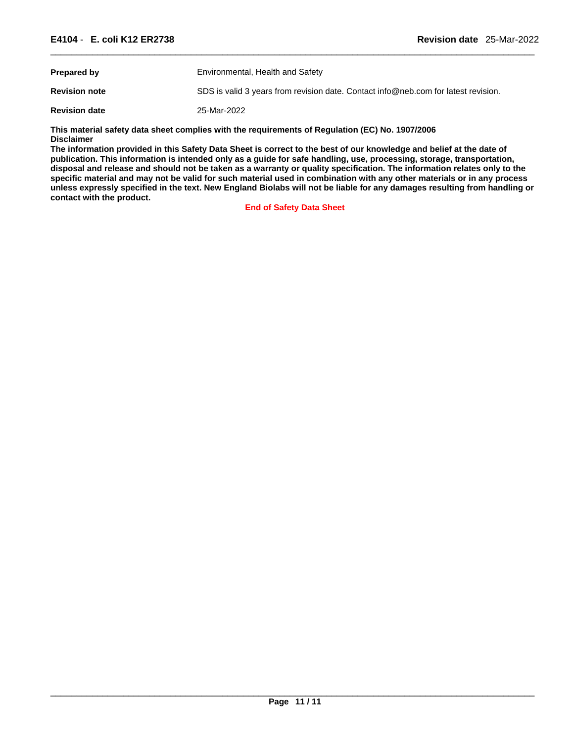**Prepared by** Environmental, Health and Safety

**Revision note** SDS is valid 3 years from revision date. Contact info@neb.com for latest revision.

**Revision date** 25-Mar-2022

**This material safety data sheet complies with the requirements of Regulation (EC) No. 1907/2006**

**Disclaimer**

**The information provided in this Safety Data Sheet is correct to the best of our knowledge and belief at the date of publication. This information is intended only as a guide for safe handling, use, processing, storage, transportation, disposal and release and should not be taken as a warranty or quality specification. The information relates only to the specific material and may not be valid for such material used in combination with any other materials or in any process unless expressly specified in the text. New England Biolabs will not be liable for any damages resulting from handling or contact with the product.**

**End of Safety Data Sheet**